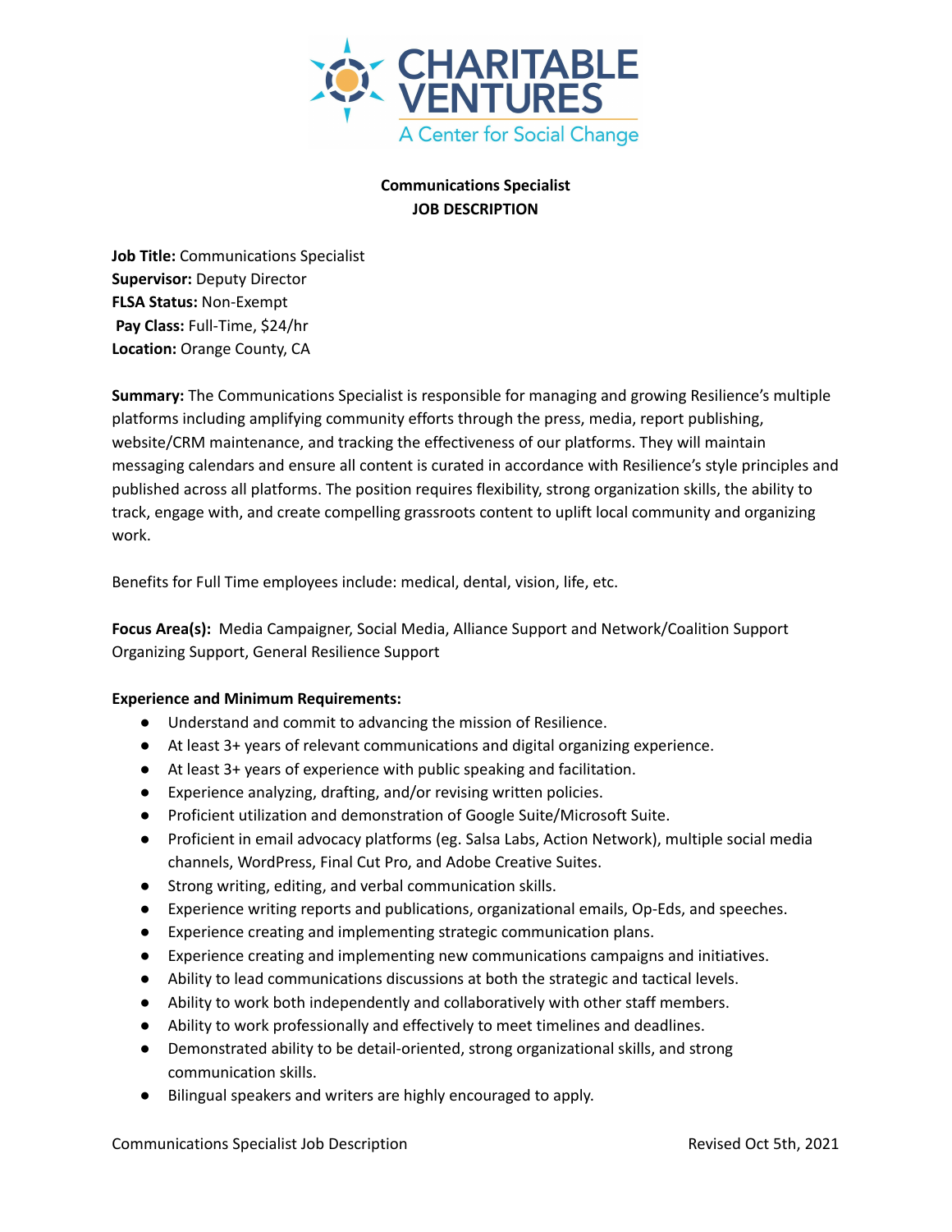# Communications Specialist
## JOB DESCRIPTION

**Job Title:** Communications Specialist
**Supervisor:** Deputy Director
**FLSA Status:** Non-Exempt
**Pay Class:** Full-Time, $24/hr
**Location:** Orange County, CA

**Summary:** The Communications Specialist is responsible for managing and growing Resilience's multiple platforms including amplifying community efforts through the press, media, report publishing, website/CRM maintenance, and tracking the effectiveness of our platforms. They will maintain messaging calendars and ensure all content is curated in accordance with Resilience's style principles and published across all platforms. The position requires flexibility, strong organization skills, the ability to track, engage with, and create compelling grassroots content to uplift local community and organizing work.

Benefits for Full Time employees include: medical, dental, vision, life, etc.

**Focus Area(s):** Media Campaigner, Social Media, Alliance Support and Network/Coalition Support Organizing Support, General Resilience Support

**Experience and Minimum Requirements:**

- Understand and commit to advancing the mission of Resilience.
- At least 3+ years of relevant communications and digital organizing experience.
- At least 3+ years of experience with public speaking and facilitation.
- Experience analyzing, drafting, and/or revising written policies.
- Proficient utilization and demonstration of Google Suite/Microsoft Suite.
- Proficient in email advocacy platforms (eg. Salsa Labs, Action Network), multiple social media channels, WordPress, Final Cut Pro, and Adobe Creative Suites.
- Strong writing, editing, and verbal communication skills.
- Experience writing reports and publications, organizational emails, Op-Eds, and speeches.
- Experience creating and implementing strategic communication plans.
- Experience creating and implementing new communications campaigns and initiatives.
- Ability to lead communications discussions at both the strategic and tactical levels.
- Ability to work both independently and collaboratively with other staff members.
- Ability to work professionally and effectively to meet timelines and deadlines.
- Demonstrated ability to be detail-oriented, strong organizational skills, and strong communication skills.
- Bilingual speakers and writers are highly encouraged to apply.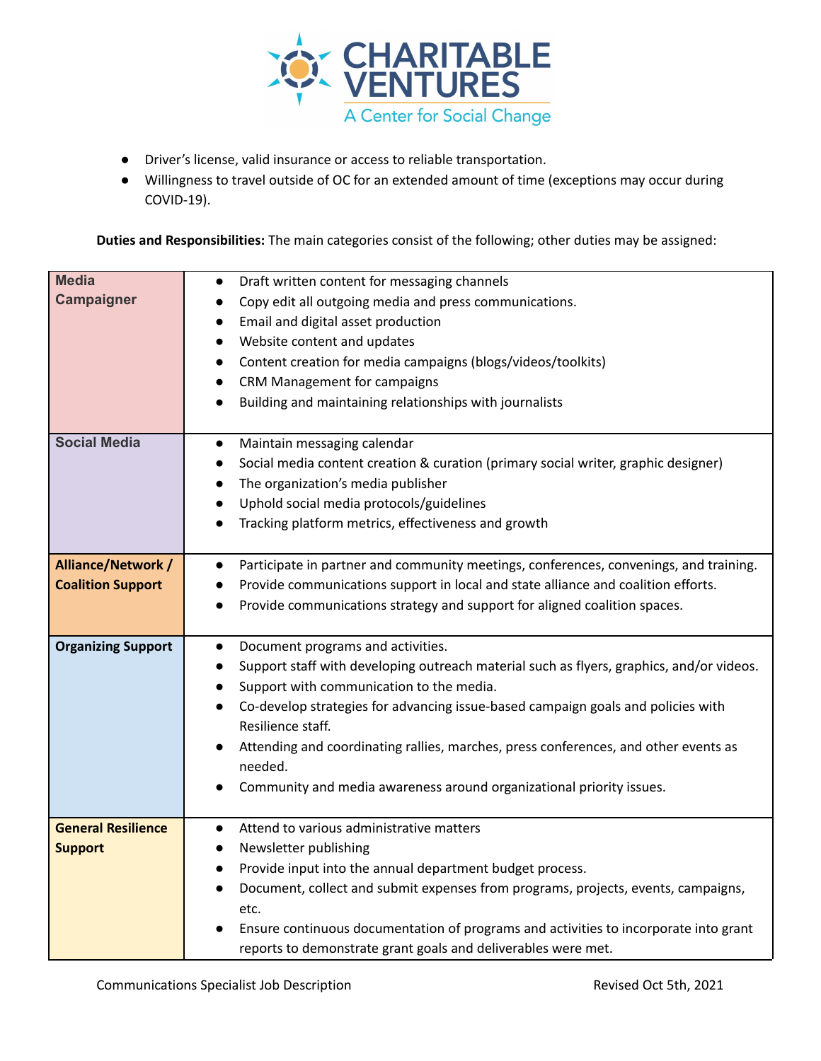- Driver's license, valid insurance or access to reliable transportation.
- Willingness to travel outside of OC for an extended amount of time (exceptions may occur during COVID-19).

**Duties and Responsibilities:** The main categories consist of the following; other duties may be assigned:

| | |
|---|---|
| **Media Campaigner** | • Draft written content for messaging channels<br>• Copy edit all outgoing media and press communications.<br>• Email and digital asset production<br>• Website content and updates<br>• Content creation for media campaigns (blogs/videos/toolkits)<br>• CRM Management for campaigns<br>• Building and maintaining relationships with journalists |
| **Social Media** | • Maintain messaging calendar<br>• Social media content creation & curation (primary social writer, graphic designer)<br>• The organization's media publisher<br>• Uphold social media protocols/guidelines<br>• Tracking platform metrics, effectiveness and growth |
| **Alliance/Network / Coalition Support** | • Participate in partner and community meetings, conferences, convenings, and training.<br>• Provide communications support in local and state alliance and coalition efforts.<br>• Provide communications strategy and support for aligned coalition spaces. |
| **Organizing Support** | • Document programs and activities.<br>• Support staff with developing outreach material such as flyers, graphics, and/or videos.<br>• Support with communication to the media.<br>• Co-develop strategies for advancing issue-based campaign goals and policies with Resilience staff.<br>• Attending and coordinating rallies, marches, press conferences, and other events as needed.<br>• Community and media awareness around organizational priority issues. |
| **General Resilience Support** | • Attend to various administrative matters<br>• Newsletter publishing<br>• Provide input into the annual department budget process.<br>• Document, collect and submit expenses from programs, projects, events, campaigns, etc.<br>• Ensure continuous documentation of programs and activities to incorporate into grant reports to demonstrate grant goals and deliverables were met. |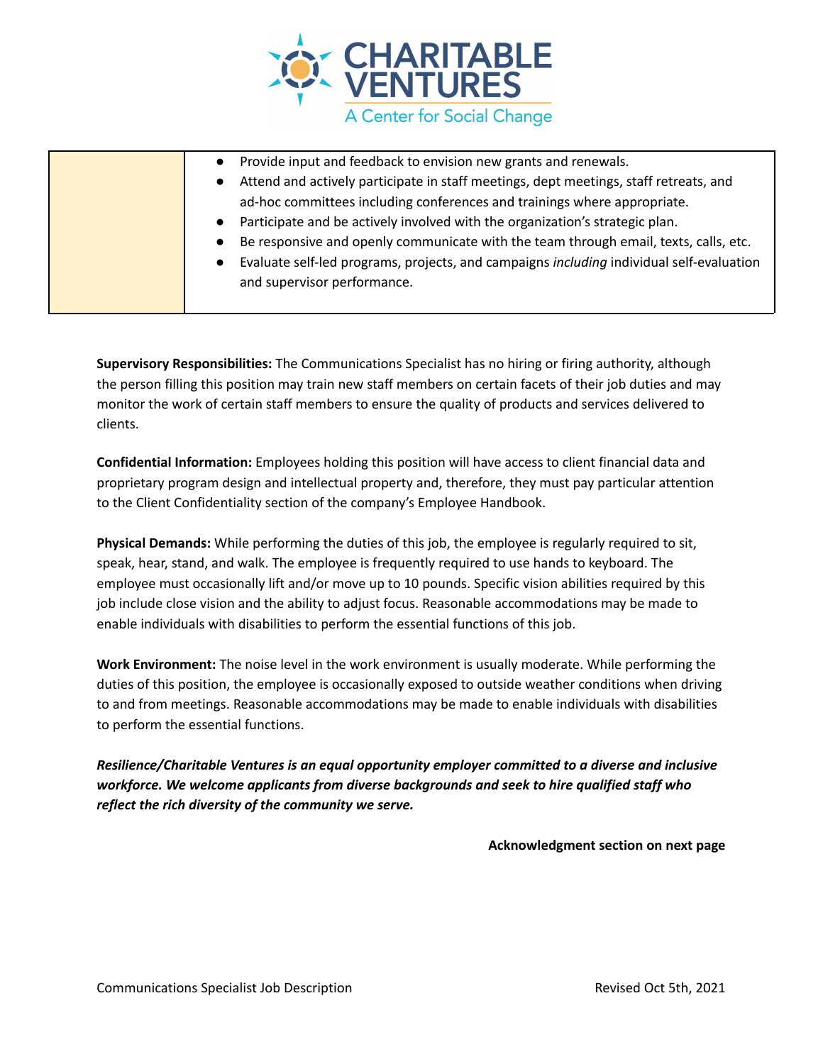| | |
|---|---|
| | • Provide input and feedback to envision new grants and renewals.<br>• Attend and actively participate in staff meetings, dept meetings, staff retreats, and ad-hoc committees including conferences and trainings where appropriate.<br>• Participate and be actively involved with the organization's strategic plan.<br>• Be responsive and openly communicate with the team through email, texts, calls, etc.<br>• Evaluate self-led programs, projects, and campaigns *including* individual self-evaluation and supervisor performance. |

**Supervisory Responsibilities:** The Communications Specialist has no hiring or firing authority, although the person filling this position may train new staff members on certain facets of their job duties and may monitor the work of certain staff members to ensure the quality of products and services delivered to clients.

**Confidential Information:** Employees holding this position will have access to client financial data and proprietary program design and intellectual property and, therefore, they must pay particular attention to the Client Confidentiality section of the company's Employee Handbook.

**Physical Demands:** While performing the duties of this job, the employee is regularly required to sit, speak, hear, stand, and walk. The employee is frequently required to use hands to keyboard. The employee must occasionally lift and/or move up to 10 pounds. Specific vision abilities required by this job include close vision and the ability to adjust focus. Reasonable accommodations may be made to enable individuals with disabilities to perform the essential functions of this job.

**Work Environment:** The noise level in the work environment is usually moderate. While performing the duties of this position, the employee is occasionally exposed to outside weather conditions when driving to and from meetings. Reasonable accommodations may be made to enable individuals with disabilities to perform the essential functions.

***Resilience/Charitable Ventures is an equal opportunity employer committed to a diverse and inclusive workforce. We welcome applicants from diverse backgrounds and seek to hire qualified staff who reflect the rich diversity of the community we serve.***

**Acknowledgment section on next page**